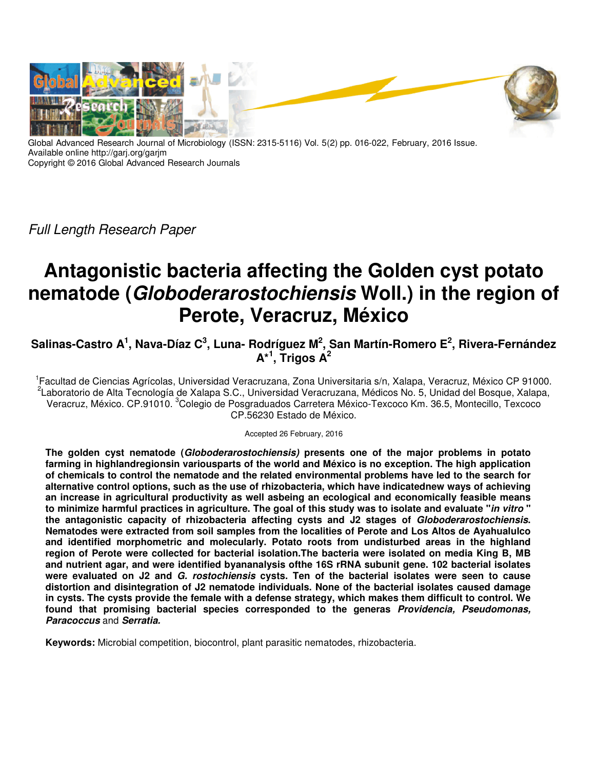Global Advanced Research Journal of Microbiology (ISSN: 2315-5116) Vol. 5(2) pp. 016-022, February, 2016 Issue.
Available online http://garj.org/garjm
Copyright © 2016 Global Advanced Research Journals

*Full Length Research Paper*

# Antagonistic bacteria affecting the Golden cyst potato nematode (*Globoderarostochiensis* Woll.) in the region of Perote, Veracruz, México

**Salinas-Castro A[1], Nava-Díaz C[3], Luna- Rodríguez M[2], San Martín-Romero E[2], Rivera-Fernández A*[1], Trigos A[2]**

[1]Facultad de Ciencias Agrícolas, Universidad Veracruzana, Zona Universitaria s/n, Xalapa, Veracruz, México CP 91000. [2]Laboratorio de Alta Tecnología de Xalapa S.C., Universidad Veracruzana, Médicos No. 5, Unidad del Bosque, Xalapa, Veracruz, México. CP.91010. [3]Colegio de Posgraduados Carretera México-Texcoco Km. 36.5, Montecillo, Texcoco CP.56230 Estado de México.

Accepted 26 February, 2016

**The golden cyst nematode (*Globoderarostochiensis)* presents one of the major problems in potato farming in highlandregionsin variousparts of the world and México is no exception. The high application of chemicals to control the nematode and the related environmental problems have led to the search for alternative control options, such as the use of rhizobacteria, which have indicatednew ways of achieving an increase in agricultural productivity as well asbeing an ecological and economically feasible means to minimize harmful practices in agriculture. The goal of this study was to isolate and evaluate "*in vitro* " the antagonistic capacity of rhizobacteria affecting cysts and J2 stages of *Globoderarostochiensis*. Nematodes were extracted from soil samples from the localities of Perote and Los Altos de Ayahualulco and identified morphometric and molecularly. Potato roots from undisturbed areas in the highland region of Perote were collected for bacterial isolation.The bacteria were isolated on media King B, MB and nutrient agar, and were identified byananalysis ofthe 16S rRNA subunit gene. 102 bacterial isolates were evaluated on J2 and *G. rostochiensis* cysts. Ten of the bacterial isolates were seen to cause distortion and disintegration of J2 nematode individuals. None of the bacterial isolates caused damage in cysts. The cysts provide the female with a defense strategy, which makes them difficult to control. We found that promising bacterial species corresponded to the generas *Providencia, Pseudomonas, Paracoccus* and *Serratia.***

**Keywords:** Microbial competition, biocontrol, plant parasitic nematodes, rhizobacteria.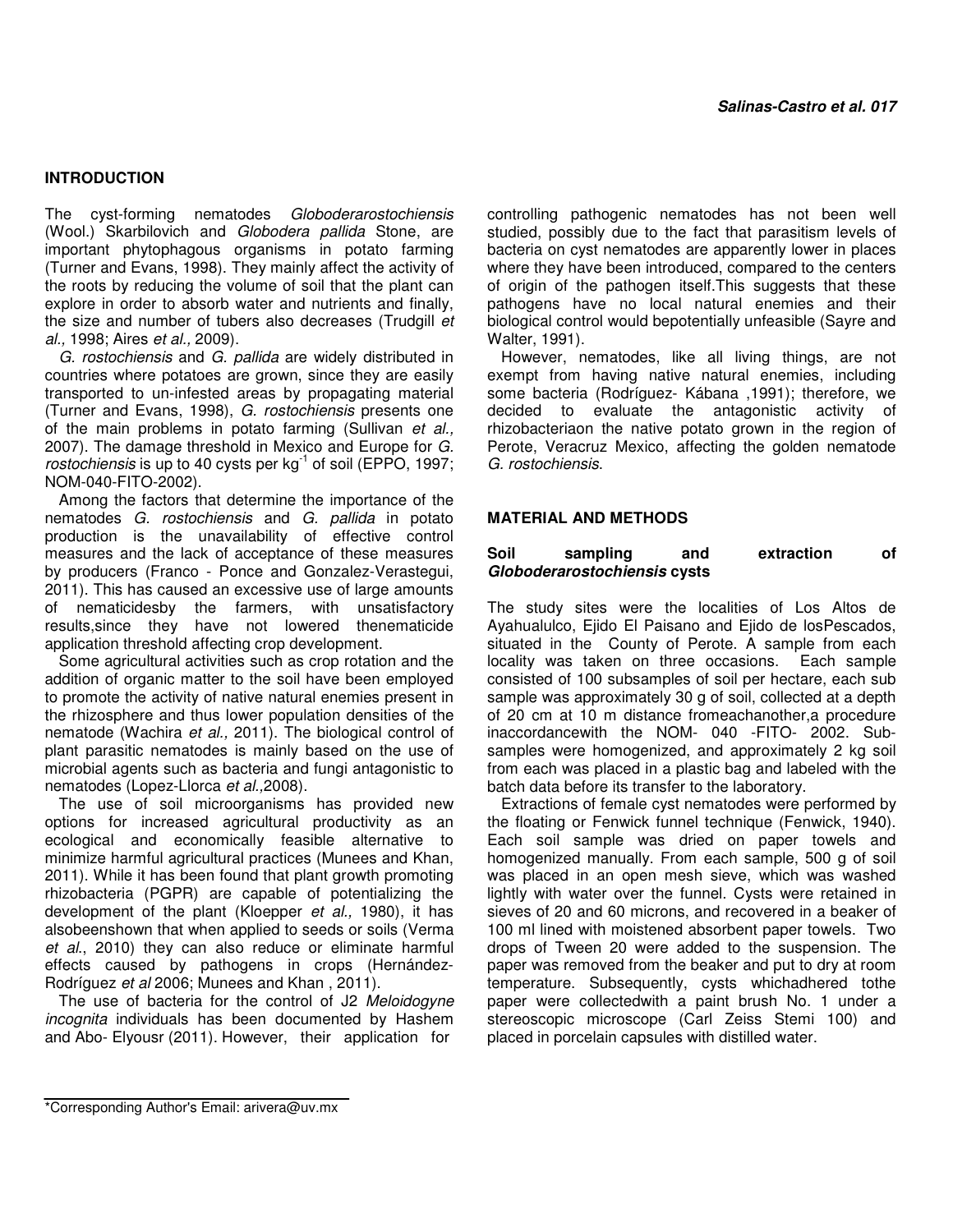## INTRODUCTION

The cyst-forming nematodes *Globoderarostochiensis* (Wool.) Skarbilovich and *Globodera pallida* Stone, are important phytophagous organisms in potato farming (Turner and Evans, 1998). They mainly affect the activity of the roots by reducing the volume of soil that the plant can explore in order to absorb water and nutrients and finally, the size and number of tubers also decreases (Trudgill *et al.,* 1998; Aires *et al.,* 2009).

*G. rostochiensis* and *G. pallida* are widely distributed in countries where potatoes are grown, since they are easily transported to un-infested areas by propagating material (Turner and Evans, 1998), *G. rostochiensis* presents one of the main problems in potato farming (Sullivan *et al.,* 2007). The damage threshold in Mexico and Europe for *G. rostochiensis* is up to 40 cysts per $kg^{-1}$ of soil (EPPO, 1997; NOM-040-FITO-2002).

Among the factors that determine the importance of the nematodes *G. rostochiensis* and *G. pallida* in potato production is the unavailability of effective control measures and the lack of acceptance of these measures by producers (Franco - Ponce and Gonzalez-Verastegui, 2011). This has caused an excessive use of large amounts of nematicidesby the farmers, with unsatisfactory results,since they have not lowered thenematicide application threshold affecting crop development.

Some agricultural activities such as crop rotation and the addition of organic matter to the soil have been employed to promote the activity of native natural enemies present in the rhizosphere and thus lower population densities of the nematode (Wachira *et al.,* 2011). The biological control of plant parasitic nematodes is mainly based on the use of microbial agents such as bacteria and fungi antagonistic to nematodes (Lopez-Llorca *et al.,*2008).

The use of soil microorganisms has provided new options for increased agricultural productivity as an ecological and economically feasible alternative to minimize harmful agricultural practices (Munees and Khan, 2011). While it has been found that plant growth promoting rhizobacteria (PGPR) are capable of potentializing the development of the plant (Kloepper *et al.,* 1980), it has alsobeenshown that when applied to seeds or soils (Verma *et al.*, 2010) they can also reduce or eliminate harmful effects caused by pathogens in crops (Hernández-Rodríguez *et al* 2006; Munees and Khan , 2011).

The use of bacteria for the control of J2 *Meloidogyne incognita* individuals has been documented by Hashem and Abo- Elyousr (2011). However, their application for controlling pathogenic nematodes has not been well studied, possibly due to the fact that parasitism levels of bacteria on cyst nematodes are apparently lower in places where they have been introduced, compared to the centers of origin of the pathogen itself.This suggests that these pathogens have no local natural enemies and their biological control would bepotentially unfeasible (Sayre and Walter, 1991).

However, nematodes, like all living things, are not exempt from having native natural enemies, including some bacteria (Rodríguez- Kábana ,1991); therefore, we decided to evaluate the antagonistic activity of rhizobacteriaon the native potato grown in the region of Perote, Veracruz Mexico, affecting the golden nematode *G. rostochiensis*.

## MATERIAL AND METHODS

### Soil sampling and extraction of *Globoderarostochiensis* cysts

The study sites were the localities of Los Altos de Ayahualulco, Ejido El Paisano and Ejido de losPescados, situated in the County of Perote. A sample from each locality was taken on three occasions. Each sample consisted of 100 subsamples of soil per hectare, each sub sample was approximately 30 g of soil, collected at a depth of 20 cm at 10 m distance fromeachanother,a procedure inaccordancewith the NOM- 040 -FITO- 2002. Sub-samples were homogenized, and approximately 2 kg soil from each was placed in a plastic bag and labeled with the batch data before its transfer to the laboratory.

Extractions of female cyst nematodes were performed by the floating or Fenwick funnel technique (Fenwick, 1940). Each soil sample was dried on paper towels and homogenized manually. From each sample, 500 g of soil was placed in an open mesh sieve, which was washed lightly with water over the funnel. Cysts were retained in sieves of 20 and 60 microns, and recovered in a beaker of 100 ml lined with moistened absorbent paper towels. Two drops of Tween 20 were added to the suspension. The paper was removed from the beaker and put to dry at room temperature. Subsequently, cysts whichadhered tothe paper were collectedwith a paint brush No. 1 under a stereoscopic microscope (Carl Zeiss Stemi 100) and placed in porcelain capsules with distilled water.

*Corresponding Author's Email: arivera@uv.mx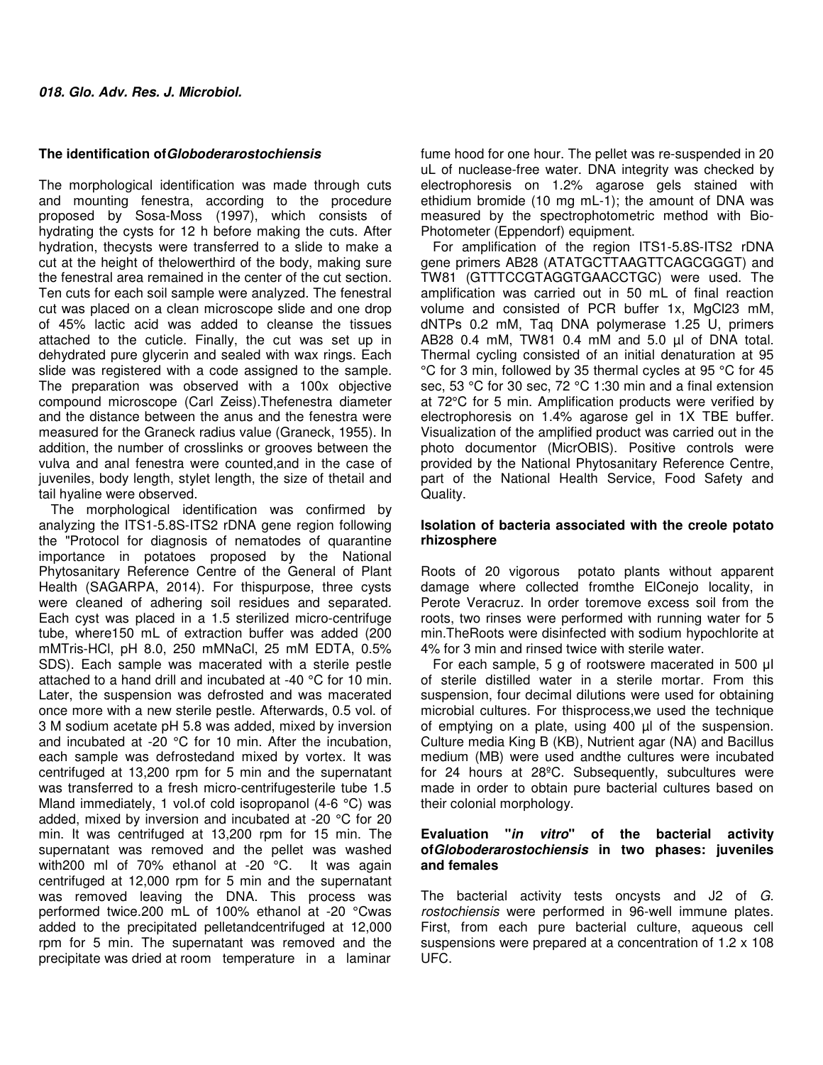### The identification of *Globoderarostochiensis*

The morphological identification was made through cuts and mounting fenestra, according to the procedure proposed by Sosa-Moss (1997), which consists of hydrating the cysts for 12 h before making the cuts. After hydration, thecysts were transferred to a slide to make a cut at the height of thelowerthird of the body, making sure the fenestral area remained in the center of the cut section. Ten cuts for each soil sample were analyzed. The fenestral cut was placed on a clean microscope slide and one drop of 45% lactic acid was added to cleanse the tissues attached to the cuticle. Finally, the cut was set up in dehydrated pure glycerin and sealed with wax rings. Each slide was registered with a code assigned to the sample. The preparation was observed with a 100x objective compound microscope (Carl Zeiss).Thefenestra diameter and the distance between the anus and the fenestra were measured for the Graneck radius value (Graneck, 1955). In addition, the number of crosslinks or grooves between the vulva and anal fenestra were counted,and in the case of juveniles, body length, stylet length, the size of thetail and tail hyaline were observed.

The morphological identification was confirmed by analyzing the ITS1-5.8S-ITS2 rDNA gene region following the "Protocol for diagnosis of nematodes of quarantine importance in potatoes proposed by the National Phytosanitary Reference Centre of the General of Plant Health (SAGARPA, 2014). For thispurpose, three cysts were cleaned of adhering soil residues and separated. Each cyst was placed in a 1.5 sterilized micro-centrifuge tube, where150 mL of extraction buffer was added (200 mMTris-HCl, pH 8.0, 250 mMNaCl, 25 mM EDTA, 0.5% SDS). Each sample was macerated with a sterile pestle attached to a hand drill and incubated at -40 °C for 10 min. Later, the suspension was defrosted and was macerated once more with a new sterile pestle. Afterwards, 0.5 vol. of 3 M sodium acetate pH 5.8 was added, mixed by inversion and incubated at -20 °C for 10 min. After the incubation, each sample was defrostedand mixed by vortex. It was centrifuged at 13,200 rpm for 5 min and the supernatant was transferred to a fresh micro-centrifugesterile tube 1.5 Mland immediately, 1 vol.of cold isopropanol (4-6 °C) was added, mixed by inversion and incubated at -20 °C for 20 min. It was centrifuged at 13,200 rpm for 15 min. The supernatant was removed and the pellet was washed with200 ml of 70% ethanol at -20 °C. It was again centrifuged at 12,000 rpm for 5 min and the supernatant was removed leaving the DNA. This process was performed twice.200 mL of 100% ethanol at -20 °Cwas added to the precipitated pelletandcentrifuged at 12,000 rpm for 5 min. The supernatant was removed and the precipitate was dried at room temperature in a laminar fume hood for one hour. The pellet was re-suspended in 20 uL of nuclease-free water. DNA integrity was checked by electrophoresis on 1.2% agarose gels stained with ethidium bromide (10 mg mL-1); the amount of DNA was measured by the spectrophotometric method with Bio-Photometer (Eppendorf) equipment.

For amplification of the region ITS1-5.8S-ITS2 rDNA gene primers AB28 (ATATGCTTAAGTTCAGCGGGT) and TW81 (GTTTCCGTAGGTGAACCTGC) were used. The amplification was carried out in 50 mL of final reaction volume and consisted of PCR buffer 1x, MgCl23 mM, dNTPs 0.2 mM, Taq DNA polymerase 1.25 U, primers AB28 0.4 mM, TW81 0.4 mM and 5.0 µl of DNA total. Thermal cycling consisted of an initial denaturation at 95 °C for 3 min, followed by 35 thermal cycles at 95 °C for 45 sec, 53 °C for 30 sec, 72 °C 1:30 min and a final extension at 72°C for 5 min. Amplification products were verified by electrophoresis on 1.4% agarose gel in 1X TBE buffer. Visualization of the amplified product was carried out in the photo documentor (MicrOBIS). Positive controls were provided by the National Phytosanitary Reference Centre, part of the National Health Service, Food Safety and Quality.

### Isolation of bacteria associated with the creole potato rhizosphere

Roots of 20 vigorous potato plants without apparent damage where collected fromthe ElConejo locality, in Perote Veracruz. In order toremove excess soil from the roots, two rinses were performed with running water for 5 min.TheRoots were disinfected with sodium hypochlorite at 4% for 3 min and rinsed twice with sterile water.

For each sample, 5 g of rootswere macerated in 500 µl of sterile distilled water in a sterile mortar. From this suspension, four decimal dilutions were used for obtaining microbial cultures. For thisprocess,we used the technique of emptying on a plate, using 400 µl of the suspension. Culture media King B (KB), Nutrient agar (NA) and Bacillus medium (MB) were used andthe cultures were incubated for 24 hours at 28ºC. Subsequently, subcultures were made in order to obtain pure bacterial cultures based on their colonial morphology.

### Evaluation "*in vitro*" of the bacterial activity of *Globoderarostochiensis* in two phases: juveniles and females

The bacterial activity tests oncysts and J2 of *G. rostochiensis* were performed in 96-well immune plates. First, from each pure bacterial culture, aqueous cell suspensions were prepared at a concentration of $1.2 \times 10^8$ UFC.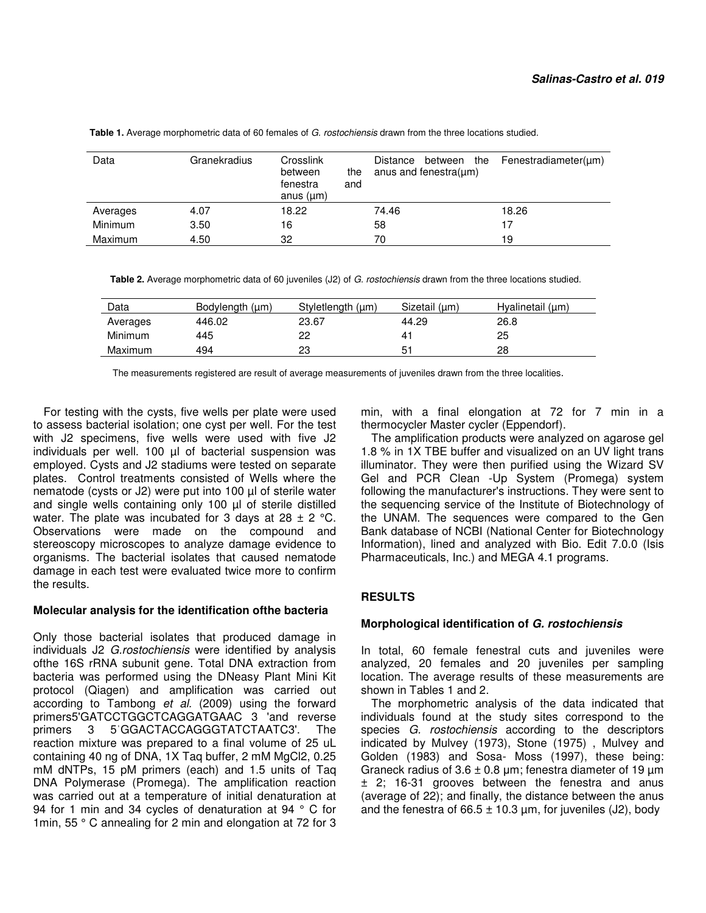**Table 1.** Average morphometric data of 60 females of *G. rostochiensis* drawn from the three locations studied.

| Data | Granekradius | Crosslink between the fenestra and anus (µm) | Distance between the anus and fenestra(µm) | Fenestradiameter(µm) |
|---|---|---|---|---|
| Averages | 4.07 | 18.22 | 74.46 | 18.26 |
| Minimum | 3.50 | 16 | 58 | 17 |
| Maximum | 4.50 | 32 | 70 | 19 |

**Table 2.** Average morphometric data of 60 juveniles (J2) of *G. rostochiensis* drawn from the three locations studied.

| Data | Bodylength (µm) | Styletlength (µm) | Sizetail (µm) | Hyalinetail (µm) |
|---|---|---|---|---|
| Averages | 446.02 | 23.67 | 44.29 | 26.8 |
| Minimum | 445 | 22 | 41 | 25 |
| Maximum | 494 | 23 | 51 | 28 |

The measurements registered are result of average measurements of juveniles drawn from the three localities.

For testing with the cysts, five wells per plate were used to assess bacterial isolation; one cyst per well. For the test with J2 specimens, five wells were used with five J2 individuals per well. 100 µl of bacterial suspension was employed. Cysts and J2 stadiums were tested on separate plates. Control treatments consisted of Wells where the nematode (cysts or J2) were put into 100 µl of sterile water and single wells containing only 100 µl of sterile distilled water. The plate was incubated for 3 days at 28 ± 2 °C. Observations were made on the compound and stereoscopy microscopes to analyze damage evidence to organisms. The bacterial isolates that caused nematode damage in each test were evaluated twice more to confirm the results.

### Molecular analysis for the identification ofthe bacteria

Only those bacterial isolates that produced damage in individuals J2 *G.rostochiensis* were identified by analysis ofthe 16S rRNA subunit gene. Total DNA extraction from bacteria was performed using the DNeasy Plant Mini Kit protocol (Qiagen) and amplification was carried out according to Tambong *et al.* (2009) using the forward primers5'GATCCTGGCTCAGGATGAAC 3 'and reverse primers 3 5´GGACTACCAGGGTATCTAATC3'. The reaction mixture was prepared to a final volume of 25 uL containing 40 ng of DNA, 1X Taq buffer, 2 mM $MgCl_2$, 0.25 mM dNTPs, 15 pM primers (each) and 1.5 units of Taq DNA Polymerase (Promega). The amplification reaction was carried out at a temperature of initial denaturation at 94 for 1 min and 34 cycles of denaturation at 94 ° C for 1min, 55 ° C annealing for 2 min and elongation at 72 for 3 min, with a final elongation at 72 for 7 min in a thermocycler Master cycler (Eppendorf).

The amplification products were analyzed on agarose gel 1.8 % in 1X TBE buffer and visualized on an UV light trans illuminator. They were then purified using the Wizard SV Gel and PCR Clean -Up System (Promega) system following the manufacturer's instructions. They were sent to the sequencing service of the Institute of Biotechnology of the UNAM. The sequences were compared to the Gen Bank database of NCBI (National Center for Biotechnology Information), lined and analyzed with Bio. Edit 7.0.0 (Isis Pharmaceuticals, Inc.) and MEGA 4.1 programs.

## RESULTS

### Morphological identification of *G. rostochiensis*

In total, 60 female fenestral cuts and juveniles were analyzed, 20 females and 20 juveniles per sampling location. The average results of these measurements are shown in Tables 1 and 2.

The morphometric analysis of the data indicated that individuals found at the study sites correspond to the species *G. rostochiensis* according to the descriptors indicated by Mulvey (1973), Stone (1975) , Mulvey and Golden (1983) and Sosa- Moss (1997), these being: Graneck radius of 3.6 ± 0.8 µm; fenestra diameter of 19 µm ± 2; 16-31 grooves between the fenestra and anus (average of 22); and finally, the distance between the anus and the fenestra of 66.5 ± 10.3 µm, for juveniles (J2), body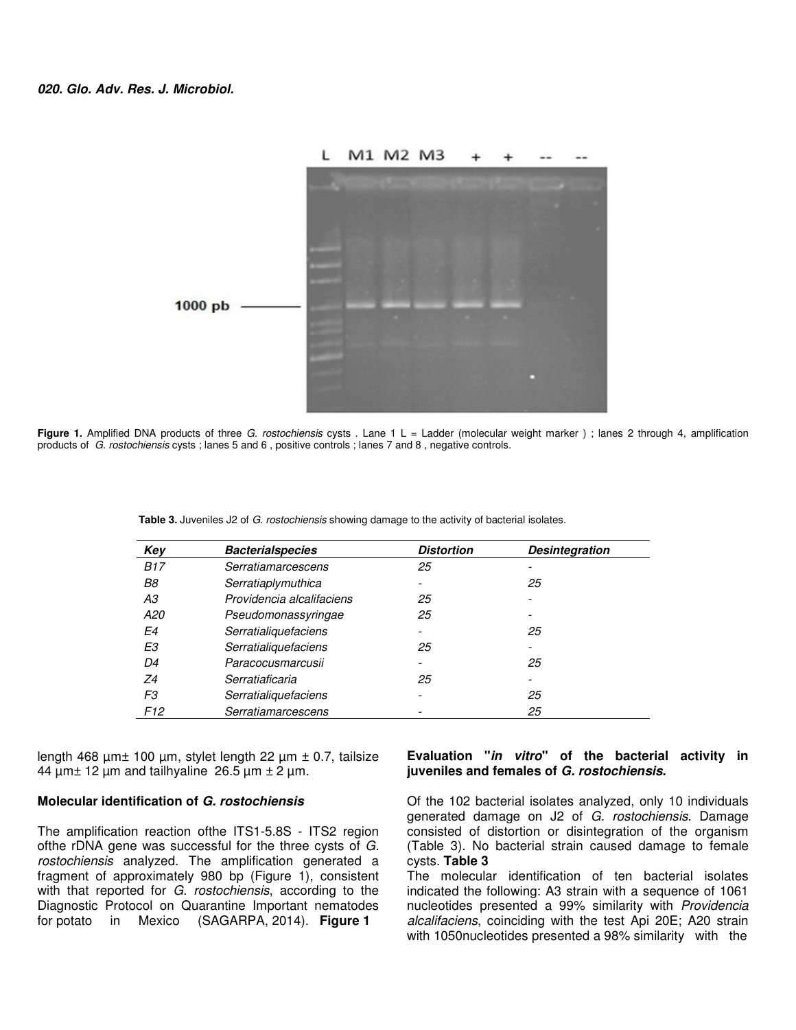Figure 1. Amplified DNA products of three *G. rostochiensis* cysts . Lane 1 L = Ladder (molecular weight marker ) ; lanes 2 through 4, amplification products of *G. rostochiensis* cysts ; lanes 5 and 6 , positive controls ; lanes 7 and 8 , negative controls.

**Table 3.** Juveniles J2 of *G. rostochiensis* showing damage to the activity of bacterial isolates.

| *Key* | *Bacterialspecies* | *Distortion* | *Desintegration* |
|---|---|---|---|
| *B17* | *Serratiamarcescens* | *25* | - |
| *B8* | *Serratiaplymuthica* | - | *25* |
| *A3* | *Providencia alcalifaciens* | *25* | - |
| *A20* | *Pseudomonassyringae* | *25* | - |
| *E4* | *Serratialiquefaciens* | - | *25* |
| *E3* | *Serratialiquefaciens* | *25* | - |
| *D4* | *Paracocusmarcusii* | - | *25* |
| *Z4* | *Serratiaficaria* | *25* | - |
| *F3* | *Serratialiquefaciens* | - | *25* |
| *F12* | *Serratiamarcescens* | - | *25* |

length 468 µm± 100 µm, stylet length 22 µm ± 0.7, tailsize 44 µm± 12 µm and tailhyaline 26.5 µm ± 2 µm.

### Molecular identification of *G. rostochiensis*

The amplification reaction ofthe ITS1-5.8S - ITS2 region ofthe rDNA gene was successful for the three cysts of *G. rostochiensis* analyzed. The amplification generated a fragment of approximately 980 bp (Figure 1), consistent with that reported for *G. rostochiensis*, according to the Diagnostic Protocol on Quarantine Important nematodes for potato in Mexico (SAGARPA, 2014). **Figure 1**

### Evaluation "*in vitro*" of the bacterial activity in juveniles and females of *G. rostochiensis*.

Of the 102 bacterial isolates analyzed, only 10 individuals generated damage on J2 of *G. rostochiensis*. Damage consisted of distortion or disintegration of the organism (Table 3). No bacterial strain caused damage to female cysts. **Table 3**

The molecular identification of ten bacterial isolates indicated the following: A3 strain with a sequence of 1061 nucleotides presented a 99% similarity with *Providencia alcalifaciens*, coinciding with the test Api 20E; A20 strain with 1050nucleotides presented a 98% similarity with the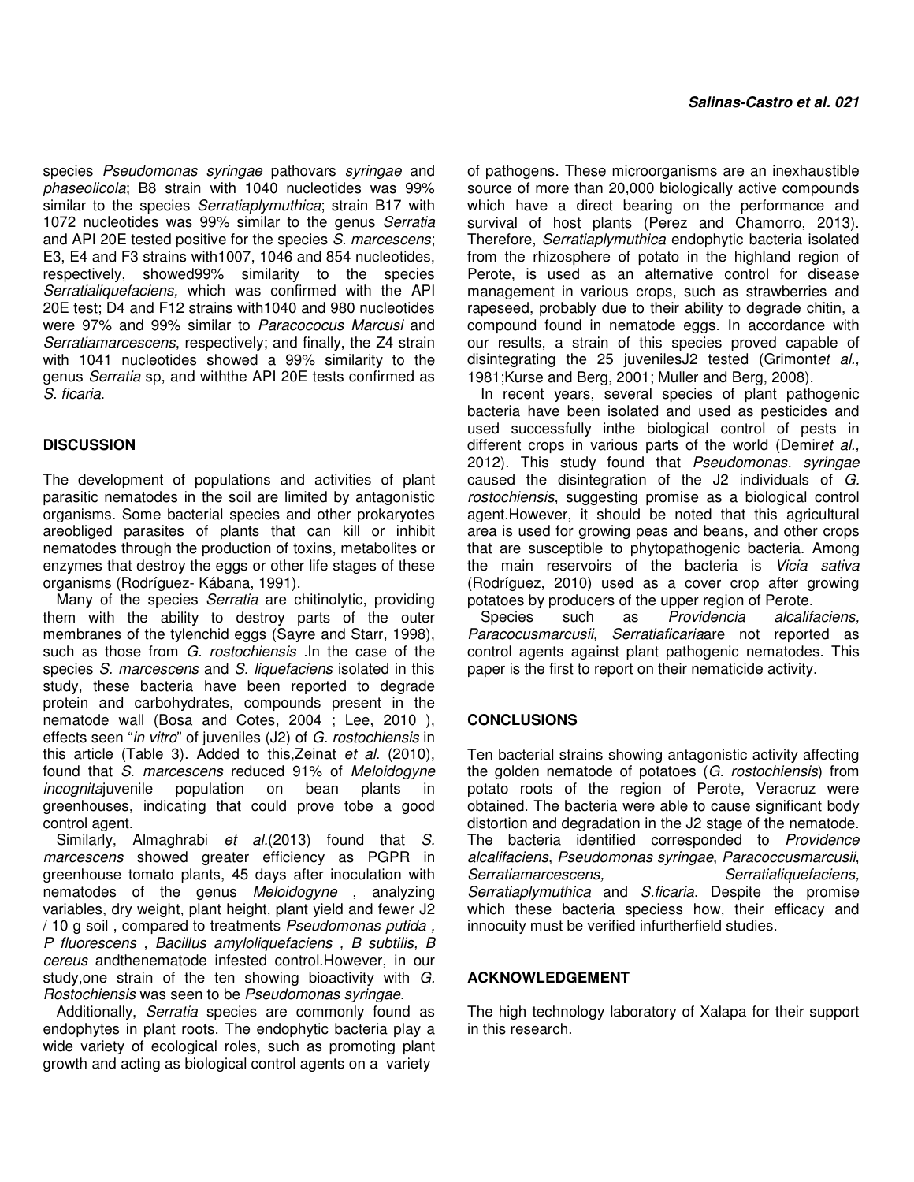species *Pseudomonas syringae* pathovars *syringae* and *phaseolicola*; B8 strain with 1040 nucleotides was 99% similar to the species *Serratiaplymuthica*; strain B17 with 1072 nucleotides was 99% similar to the genus *Serratia* and API 20E tested positive for the species *S. marcescens*; E3, E4 and F3 strains with1007, 1046 and 854 nucleotides, respectively, showed99% similarity to the species *Serratialiquefaciens,* which was confirmed with the API 20E test; D4 and F12 strains with1040 and 980 nucleotides were 97% and 99% similar to *Paracococus Marcusi* and *Serratiamarcescens*, respectively; and finally, the Z4 strain with 1041 nucleotides showed a 99% similarity to the genus *Serratia* sp, and withthe API 20E tests confirmed as *S. ficaria*.

## DISCUSSION

The development of populations and activities of plant parasitic nematodes in the soil are limited by antagonistic organisms. Some bacterial species and other prokaryotes areobliged parasites of plants that can kill or inhibit nematodes through the production of toxins, metabolites or enzymes that destroy the eggs or other life stages of these organisms (Rodríguez- Kábana, 1991).

Many of the species *Serratia* are chitinolytic, providing them with the ability to destroy parts of the outer membranes of the tylenchid eggs (Sayre and Starr, 1998), such as those from *G. rostochiensis* .In the case of the species *S. marcescens* and *S. liquefaciens* isolated in this study, these bacteria have been reported to degrade protein and carbohydrates, compounds present in the nematode wall (Bosa and Cotes, 2004 ; Lee, 2010 ), effects seen "*in vitro*" of juveniles (J2) of *G. rostochiensis* in this article (Table 3). Added to this,Zeinat *et al*. (2010), found that *S. marcescens* reduced 91% of *Meloidogyne incognita*juvenile population on bean plants in greenhouses, indicating that could prove tobe a good control agent.

Similarly, Almaghrabi *et al.*(2013) found that *S. marcescens* showed greater efficiency as PGPR in greenhouse tomato plants, 45 days after inoculation with nematodes of the genus *Meloidogyne* , analyzing variables, dry weight, plant height, plant yield and fewer J2 / 10 g soil , compared to treatments *Pseudomonas putida , P fluorescens , Bacillus amyloliquefaciens , B subtilis, B cereus* andthenematode infested control.However, in our study,one strain of the ten showing bioactivity with *G. Rostochiensis* was seen to be *Pseudomonas syringae*.

Additionally, *Serratia* species are commonly found as endophytes in plant roots. The endophytic bacteria play a wide variety of ecological roles, such as promoting plant growth and acting as biological control agents on a variety of pathogens. These microorganisms are an inexhaustible source of more than 20,000 biologically active compounds which have a direct bearing on the performance and survival of host plants (Perez and Chamorro, 2013). Therefore, *Serratiaplymuthica* endophytic bacteria isolated from the rhizosphere of potato in the highland region of Perote, is used as an alternative control for disease management in various crops, such as strawberries and rapeseed, probably due to their ability to degrade chitin, a compound found in nematode eggs. In accordance with our results, a strain of this species proved capable of disintegrating the 25 juvenilesJ2 tested (Grimont*et al.,* 1981;Kurse and Berg, 2001; Muller and Berg, 2008).

In recent years, several species of plant pathogenic bacteria have been isolated and used as pesticides and used successfully inthe biological control of pests in different crops in various parts of the world (Demir*et al.,* 2012). This study found that *Pseudomonas. syringae* caused the disintegration of the J2 individuals of *G. rostochiensis*, suggesting promise as a biological control agent.However, it should be noted that this agricultural area is used for growing peas and beans, and other crops that are susceptible to phytopathogenic bacteria. Among the main reservoirs of the bacteria is *Vicia sativa* (Rodríguez, 2010) used as a cover crop after growing potatoes by producers of the upper region of Perote.

Species such as *Providencia alcalifaciens, Paracocusmarcusii, Serratiaficaria*are not reported as control agents against plant pathogenic nematodes. This paper is the first to report on their nematicide activity.

## CONCLUSIONS

Ten bacterial strains showing antagonistic activity affecting the golden nematode of potatoes (*G. rostochiensis*) from potato roots of the region of Perote, Veracruz were obtained. The bacteria were able to cause significant body distortion and degradation in the J2 stage of the nematode. The bacteria identified corresponded to *Providence alcalifaciens*, *Pseudomonas syringae*, *Paracoccusmarcusii*, *Serratiamarcescens, Serratialiquefaciens, Serratiaplymuthica* and *S.ficaria*. Despite the promise which these bacteria speciess how, their efficacy and innocuity must be verified infurtherfield studies.

## ACKNOWLEDGEMENT

The high technology laboratory of Xalapa for their support in this research.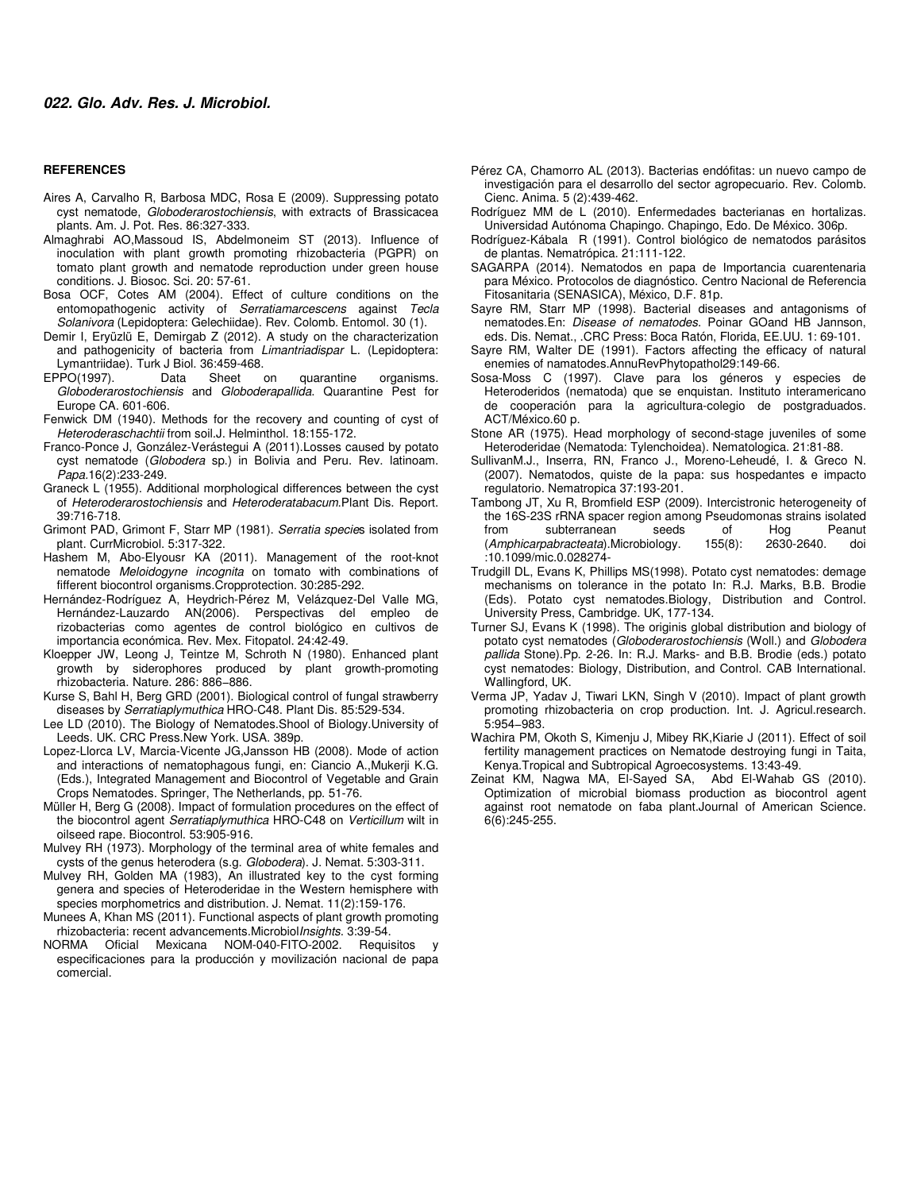## REFERENCES

Aires A, Carvalho R, Barbosa MDC, Rosa E (2009). Suppressing potato cyst nematode, *Globoderarostochiensis*, with extracts of Brassicacea plants. Am. J. Pot. Res. 86:327-333.

Almaghrabi AO,Massoud IS, Abdelmoneim ST (2013). Influence of inoculation with plant growth promoting rhizobacteria (PGPR) on tomato plant growth and nematode reproduction under green house conditions. J. Biosoc. Sci. 20: 57-61.

Bosa OCF, Cotes AM (2004). Effect of culture conditions on the entomopathogenic activity of *Serratiamarcescens* against *Tecla Solanivora* (Lepidoptera: Gelechiidae). Rev. Colomb. Entomol. 30 (1).

Demir I, Eryüzlü E, Demirgab Z (2012). A study on the characterization and pathogenicity of bacteria from *Limantriadispar* L. (Lepidoptera: Lymantriidae). Turk J Biol. 36:459-468.

EPPO(1997). Data Sheet on quarantine organisms. *Globoderarostochiensis* and *Globoderapallida*. Quarantine Pest for Europe CA. 601-606.

Fenwick DM (1940). Methods for the recovery and counting of cyst of *Heteroderaschachtii* from soil.J. Helminthol. 18:155-172.

Franco-Ponce J, González-Verástegui A (2011).Losses caused by potato cyst nematode (*Globodera* sp.) in Bolivia and Peru. Rev. latinoam. *Papa*.16(2):233-249.

Graneck L (1955). Additional morphological differences between the cyst of *Heterroderarostochiensis* and *Heteroderatabacum*.Plant Dis. Report. 39:716-718.

Grimont PAD, Grimont F, Starr MP (1981). *Serratia specie*s isolated from plant. CurrMicrobiol. 5:317-322.

Hashem M, Abo-Elyousr KA (2011). Management of the root-knot nematode *Meloidogyne incognita* on tomato with combinations of fifferent biocontrol organisms.Cropprotection. 30:285-292.

Hernández-Rodríguez A, Heydrich-Pérez M, Velázquez-Del Valle MG, Hernández-Lauzardo AN(2006). Perspectivas del empleo de rizobacterias como agentes de control biológico en cultivos de importancia económica. Rev. Mex. Fitopatol. 24:42-49.

Kloepper JW, Leong J, Teintze M, Schroth N (1980). Enhanced plant growth by siderophores produced by plant growth-promoting rhizobacteria. Nature. 286: 886–886.

Kurse S, Bahl H, Berg GRD (2001). Biological control of fungal strawberry diseases by *Serratiaplymuthica* HRO-C48. Plant Dis. 85:529-534.

Lee LD (2010). The Biology of Nematodes.Shool of Biology.University of Leeds. UK. CRC Press.New York. USA. 389p.

Lopez-Llorca LV, Marcia-Vicente JG,Jansson HB (2008). Mode of action and interactions of nematophagous fungi, en: Ciancio A.,Mukerji K.G. (Eds.), Integrated Management and Biocontrol of Vegetable and Grain Crops Nematodes. Springer, The Netherlands, pp. 51-76.

Müller H, Berg G (2008). Impact of formulation procedures on the effect of the biocontrol agent *Serratiaplymuthica* HRO-C48 on *Verticillum* wilt in oilseed rape. Biocontrol. 53:905-916.

Mulvey RH (1973). Morphology of the terminal area of white females and cysts of the genus heterodera (s.g. *Globodera*). J. Nemat. 5:303-311.

Mulvey RH, Golden MA (1983), An illustrated key to the cyst forming genera and species of Heteroderidae in the Western hemisphere with species morphometrics and distribution. J. Nemat. 11(2):159-176.

Munees A, Khan MS (2011). Functional aspects of plant growth promoting rhizobacteria: recent advancements.Microbiol*Insights*. 3:39-54.

NORMA Oficial Mexicana NOM-040-FITO-2002. Requisitos y especificaciones para la producción y movilización nacional de papa comercial.

Pérez CA, Chamorro AL (2013). Bacterias endófitas: un nuevo campo de investigación para el desarrollo del sector agropecuario. Rev. Colomb. Cienc. Anima. 5 (2):439-462.

Rodríguez MM de L (2010). Enfermedades bacterianas en hortalizas. Universidad Autónoma Chapingo. Chapingo, Edo. De México. 306p.

Rodríguez-Kábala R (1991). Control biológico de nematodos parásitos de plantas. Nematrópica. 21:111-122.

SAGARPA (2014). Nematodos en papa de Importancia cuarentenaria para México. Protocolos de diagnóstico. Centro Nacional de Referencia Fitosanitaria (SENASICA), México, D.F. 81p.

Sayre RM, Starr MP (1998). Bacterial diseases and antagonisms of nematodes.En: *Disease of nematodes*. Poinar GOand HB Jannson, eds. Dis. Nemat., .CRC Press: Boca Ratón, Florida, EE.UU. 1: 69-101.

Sayre RM, Walter DE (1991). Factors affecting the efficacy of natural enemies of namatodes.AnnuRevPhytopathol29:149-66.

Sosa-Moss C (1997). Clave para los géneros y especies de Heteroderidos (nematoda) que se enquistan. Instituto interamericano de cooperación para la agricultura-colegio de postgraduados. ACT/México.60 p.

Stone AR (1975). Head morphology of second-stage juveniles of some Heteroderidae (Nematoda: Tylenchoidea). Nematologica. 21:81-88.

SullivanM.J., Inserra, RN, Franco J., Moreno-Leheudé, I. & Greco N. (2007). Nematodos, quiste de la papa: sus hospedantes e impacto regulatorio. Nematropica 37:193-201.

Tambong JT, Xu R, Bromfield ESP (2009). Intercistronic heterogeneity of the 16S-23S rRNA spacer region among Pseudomonas strains isolated from subterranean seeds of Hog Peanut (*Amphicarpabracteata*).Microbiology. 155(8): 2630-2640. doi :10.1099/mic.0.028274-

Trudgill DL, Evans K, Phillips MS(1998). Potato cyst nematodes: demage mechanisms on tolerance in the potato In: R.J. Marks, B.B. Brodie (Eds). Potato cyst nematodes.Biology, Distribution and Control. University Press, Cambridge. UK, 177-134.

Turner SJ, Evans K (1998). The originis global distribution and biology of potato cyst nematodes (*Globoderarostochiensis* (Woll.) and *Globodera pallida* Stone).Pp. 2-26. In: R.J. Marks- and B.B. Brodie (eds.) potato cyst nematodes: Biology, Distribution, and Control. CAB International. Wallingford, UK.

Verma JP, Yadav J, Tiwari LKN, Singh V (2010). Impact of plant growth promoting rhizobacteria on crop production. Int. J. Agricul.research. 5:954–983.

Wachira PM, Okoth S, Kimenju J, Mibey RK,Kiarie J (2011). Effect of soil fertility management practices on Nematode destroying fungi in Taita, Kenya.Tropical and Subtropical Agroecosystems. 13:43-49.

Zeinat KM, Nagwa MA, El-Sayed SA, Abd El-Wahab GS (2010). Optimization of microbial biomass production as biocontrol agent against root nematode on faba plant.Journal of American Science. 6(6):245-255.